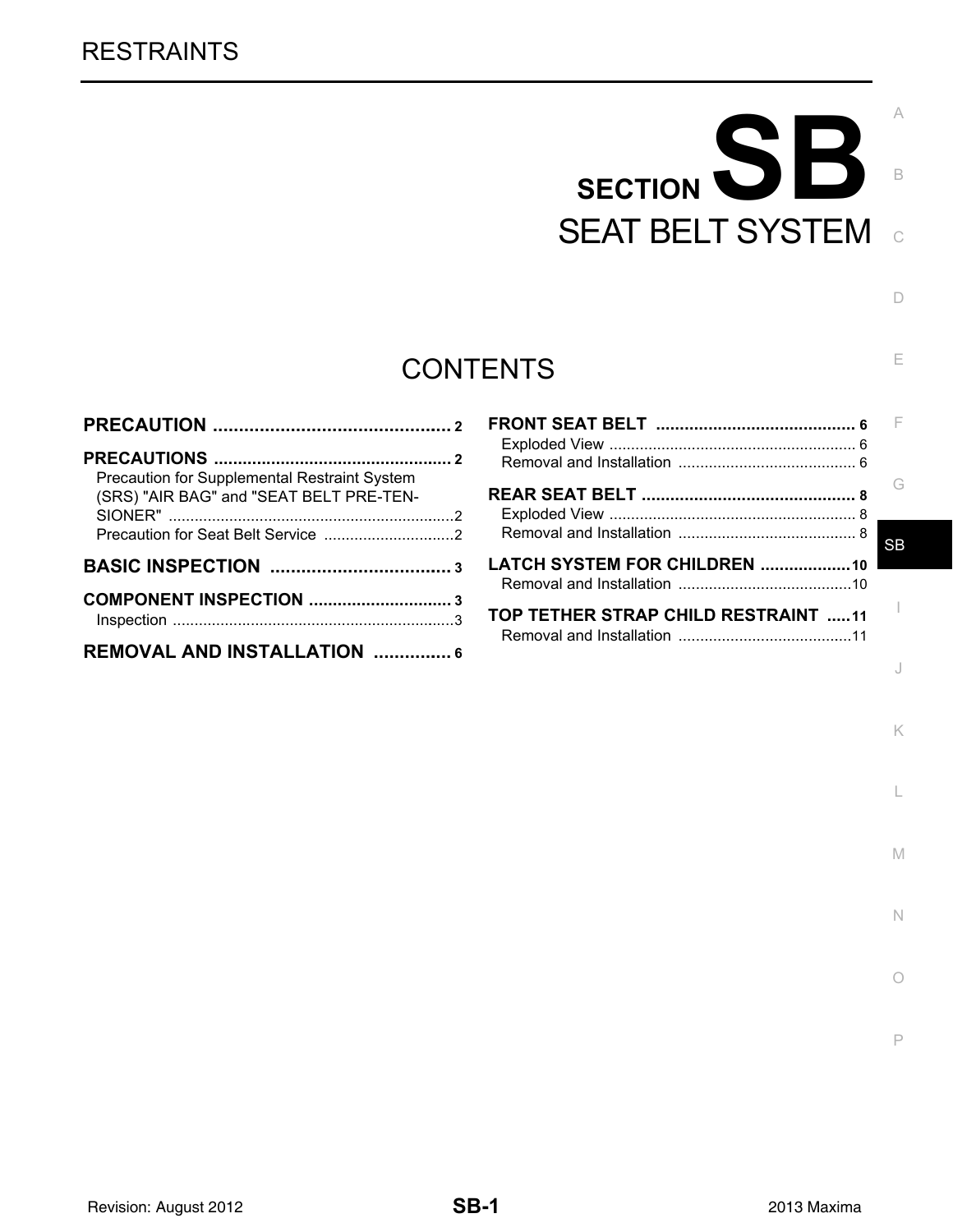# SECTION SB

# SEAT BELT SYSTEM

## CONTENTS

**PRECAUTION** ............................................... 2

**PRECAUTIONS** .................................................. 2
- Precaution for Supplemental Restraint System (SRS) "AIR BAG" and "SEAT BELT PRE-TENSIONER" ................................................................2
- Precaution for Seat Belt Service ..............................2

**BASIC INSPECTION** .................................... 3

**COMPONENT INSPECTION** .............................. 3
- Inspection .................................................................3

**REMOVAL AND INSTALLATION** ................ 6

**FRONT SEAT BELT** .......................................... 6
- Exploded View ......................................................... 6
- Removal and Installation ......................................... 6

**REAR SEAT BELT** ............................................. 8
- Exploded View ......................................................... 8
- Removal and Installation ......................................... 8

**LATCH SYSTEM FOR CHILDREN** ...................10
- Removal and Installation ........................................10

**TOP TETHER STRAP CHILD RESTRAINT** .....11
- Removal and Installation ........................................11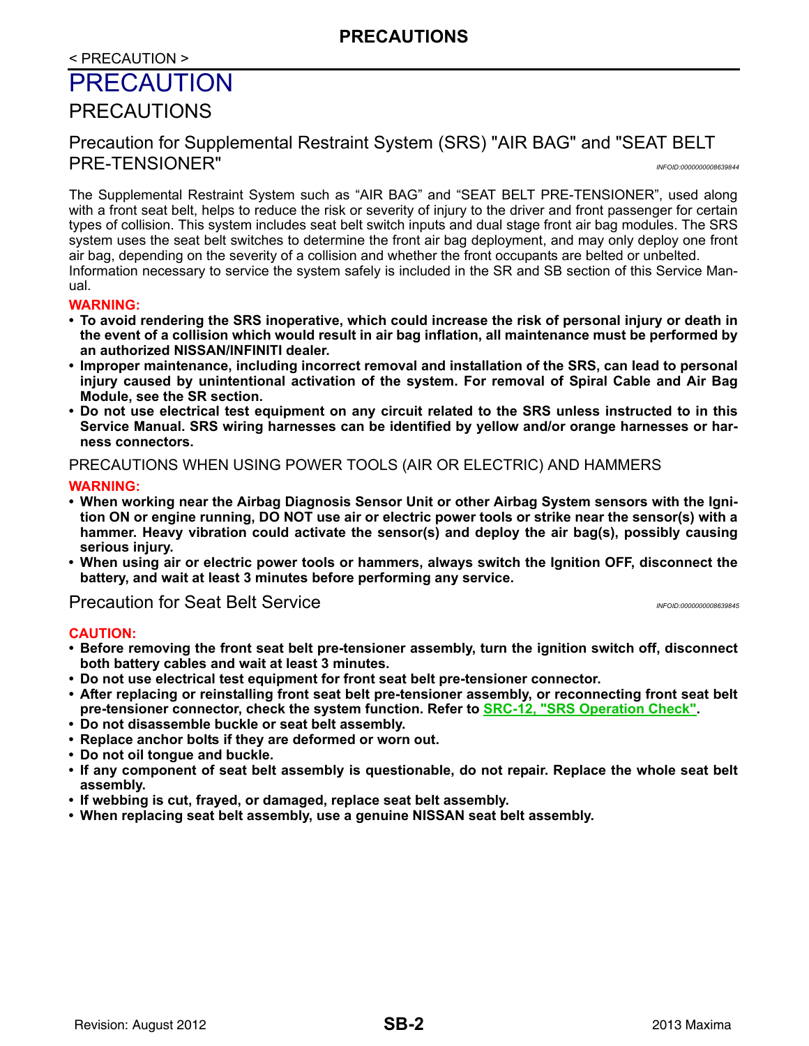< PRECAUTION >

# PRECAUTION

## PRECAUTIONS

### Precaution for Supplemental Restraint System (SRS) "AIR BAG" and "SEAT BELT PRE-TENSIONER"

*INFOID:0000000008639844*

The Supplemental Restraint System such as “AIR BAG” and “SEAT BELT PRE-TENSIONER”, used along with a front seat belt, helps to reduce the risk or severity of injury to the driver and front passenger for certain types of collision. This system includes seat belt switch inputs and dual stage front air bag modules. The SRS system uses the seat belt switches to determine the front air bag deployment, and may only deploy one front air bag, depending on the severity of a collision and whether the front occupants are belted or unbelted.
Information necessary to service the system safely is included in the SR and SB section of this Service Manual.

**WARNING:**

- **To avoid rendering the SRS inoperative, which could increase the risk of personal injury or death in the event of a collision which would result in air bag inflation, all maintenance must be performed by an authorized NISSAN/INFINITI dealer.**
- **Improper maintenance, including incorrect removal and installation of the SRS, can lead to personal injury caused by unintentional activation of the system. For removal of Spiral Cable and Air Bag Module, see the SR section.**
- **Do not use electrical test equipment on any circuit related to the SRS unless instructed to in this Service Manual. SRS wiring harnesses can be identified by yellow and/or orange harnesses or harness connectors.**

PRECAUTIONS WHEN USING POWER TOOLS (AIR OR ELECTRIC) AND HAMMERS

**WARNING:**

- **When working near the Airbag Diagnosis Sensor Unit or other Airbag System sensors with the Ignition ON or engine running, DO NOT use air or electric power tools or strike near the sensor(s) with a hammer. Heavy vibration could activate the sensor(s) and deploy the air bag(s), possibly causing serious injury.**
- **When using air or electric power tools or hammers, always switch the Ignition OFF, disconnect the battery, and wait at least 3 minutes before performing any service.**

### Precaution for Seat Belt Service

*INFOID:0000000008639845*

**CAUTION:**

- **Before removing the front seat belt pre-tensioner assembly, turn the ignition switch off, disconnect both battery cables and wait at least 3 minutes.**
- **Do not use electrical test equipment for front seat belt pre-tensioner connector.**
- **After replacing or reinstalling front seat belt pre-tensioner assembly, or reconnecting front seat belt pre-tensioner connector, check the system function. Refer to SRC-12, "SRS Operation Check".**
- **Do not disassemble buckle or seat belt assembly.**
- **Replace anchor bolts if they are deformed or worn out.**
- **Do not oil tongue and buckle.**
- **If any component of seat belt assembly is questionable, do not repair. Replace the whole seat belt assembly.**
- **If webbing is cut, frayed, or damaged, replace seat belt assembly.**
- **When replacing seat belt assembly, use a genuine NISSAN seat belt assembly.**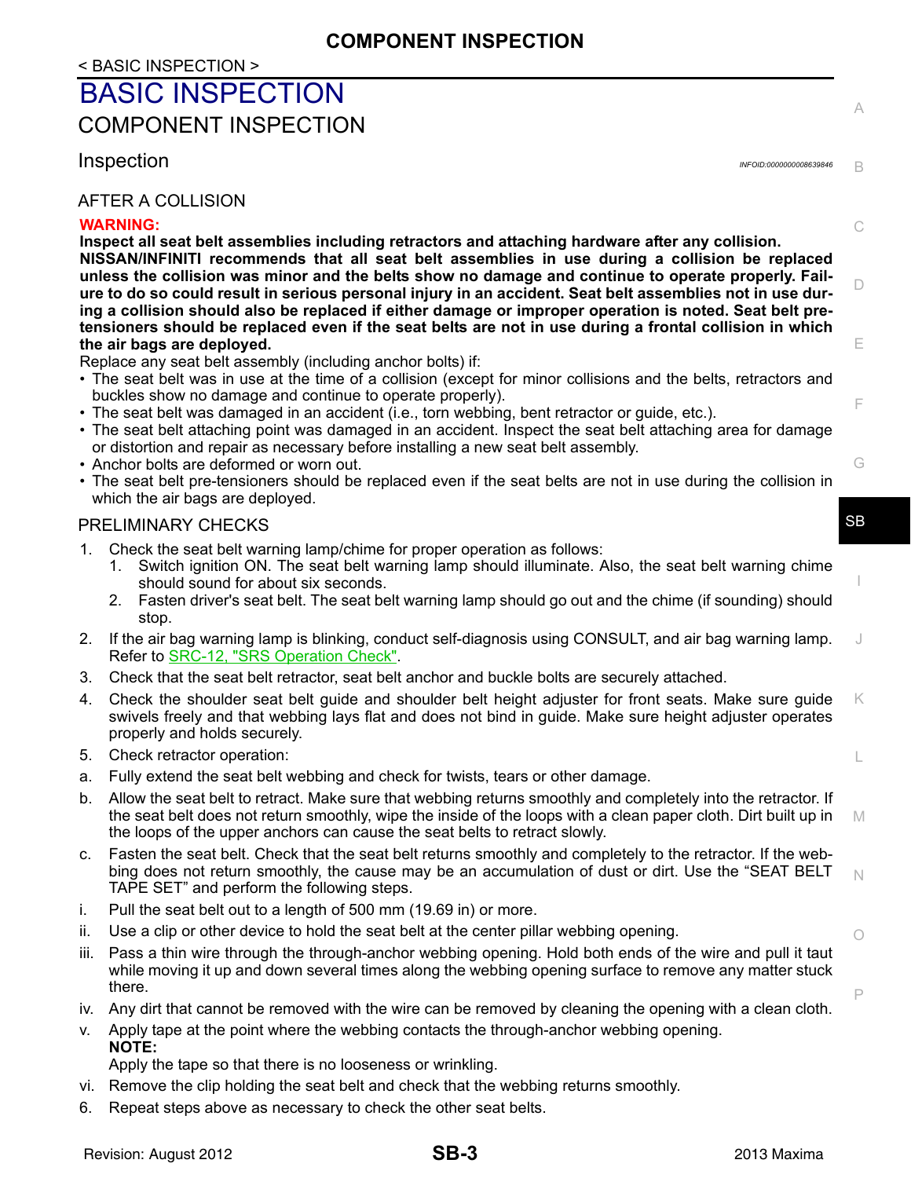# BASIC INSPECTION

## COMPONENT INSPECTION

### Inspection

INFOID:0000000008639846

#### AFTER A COLLISION

**WARNING:**

**Inspect all seat belt assemblies including retractors and attaching hardware after any collision. NISSAN/INFINITI recommends that all seat belt assemblies in use during a collision be replaced unless the collision was minor and the belts show no damage and continue to operate properly. Failure to do so could result in serious personal injury in an accident. Seat belt assemblies not in use during a collision should also be replaced if either damage or improper operation is noted. Seat belt pre-tensioners should be replaced even if the seat belts are not in use during a frontal collision in which the air bags are deployed.**

Replace any seat belt assembly (including anchor bolts) if:

- The seat belt was in use at the time of a collision (except for minor collisions and the belts, retractors and buckles show no damage and continue to operate properly).
- The seat belt was damaged in an accident (i.e., torn webbing, bent retractor or guide, etc.).
- The seat belt attaching point was damaged in an accident. Inspect the seat belt attaching area for damage or distortion and repair as necessary before installing a new seat belt assembly.
- Anchor bolts are deformed or worn out.
- The seat belt pre-tensioners should be replaced even if the seat belts are not in use during the collision in which the air bags are deployed.

#### PRELIMINARY CHECKS

1. Check the seat belt warning lamp/chime for proper operation as follows:
   1. Switch ignition ON. The seat belt warning lamp should illuminate. Also, the seat belt warning chime should sound for about six seconds.
   2. Fasten driver's seat belt. The seat belt warning lamp should go out and the chime (if sounding) should stop.
2. If the air bag warning lamp is blinking, conduct self-diagnosis using CONSULT, and air bag warning lamp. Refer to SRC-12, "SRS Operation Check".
3. Check that the seat belt retractor, seat belt anchor and buckle bolts are securely attached.
4. Check the shoulder seat belt guide and shoulder belt height adjuster for front seats. Make sure guide swivels freely and that webbing lays flat and does not bind in guide. Make sure height adjuster operates properly and holds securely.
5. Check retractor operation:

a. Fully extend the seat belt webbing and check for twists, tears or other damage.

b. Allow the seat belt to retract. Make sure that webbing returns smoothly and completely into the retractor. If the seat belt does not return smoothly, wipe the inside of the loops with a clean paper cloth. Dirt built up in the loops of the upper anchors can cause the seat belts to retract slowly.

c. Fasten the seat belt. Check that the seat belt returns smoothly and completely to the retractor. If the webbing does not return smoothly, the cause may be an accumulation of dust or dirt. Use the “SEAT BELT TAPE SET” and perform the following steps.

i. Pull the seat belt out to a length of 500 mm (19.69 in) or more.

ii. Use a clip or other device to hold the seat belt at the center pillar webbing opening.

iii. Pass a thin wire through the through-anchor webbing opening. Hold both ends of the wire and pull it taut while moving it up and down several times along the webbing opening surface to remove any matter stuck there.

iv. Any dirt that cannot be removed with the wire can be removed by cleaning the opening with a clean cloth.

v. Apply tape at the point where the webbing contacts the through-anchor webbing opening.
**NOTE:**
Apply the tape so that there is no looseness or wrinkling.

vi. Remove the clip holding the seat belt and check that the webbing returns smoothly.

6. Repeat steps above as necessary to check the other seat belts.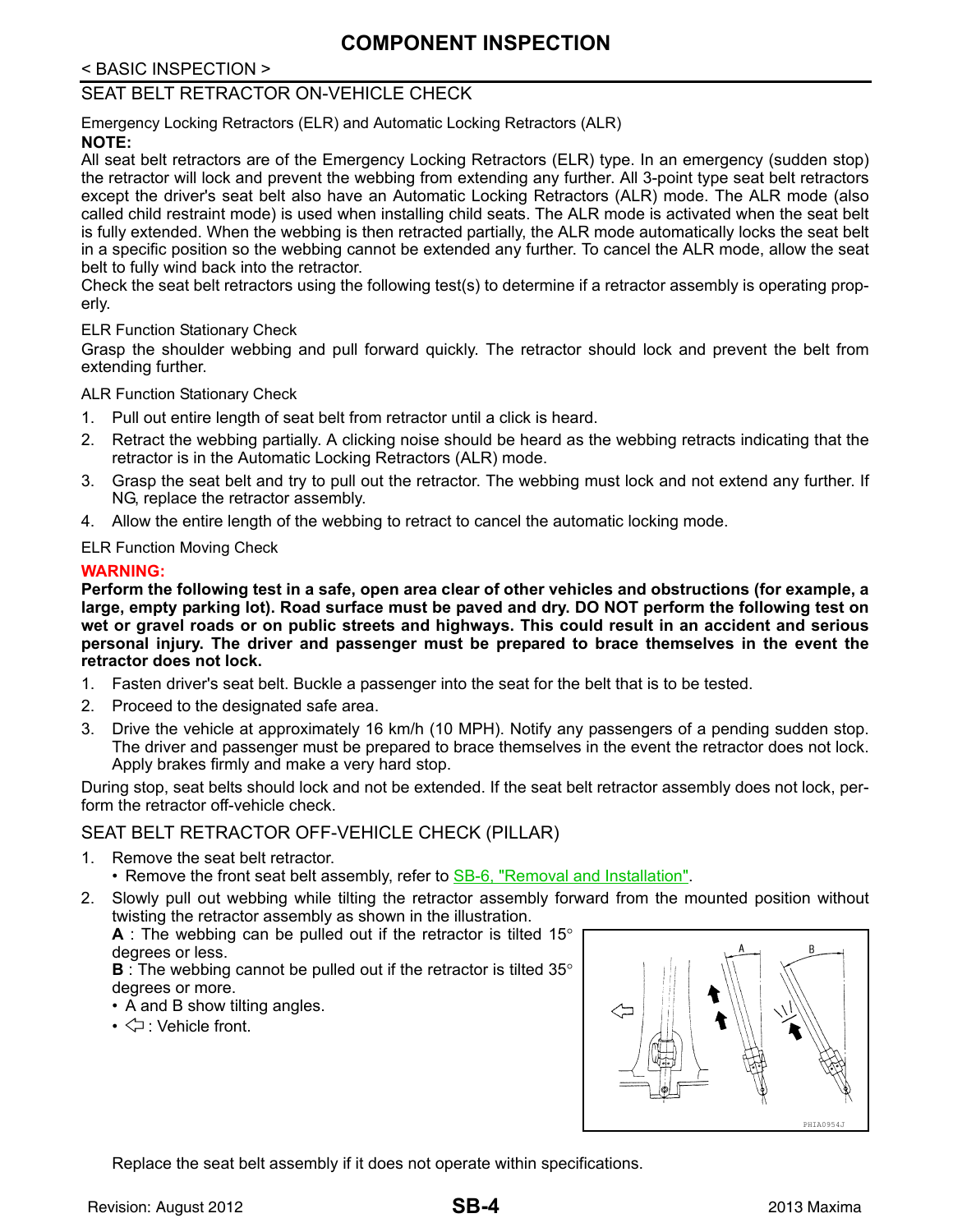# COMPONENT INSPECTION

< BASIC INSPECTION >

## SEAT BELT RETRACTOR ON-VEHICLE CHECK

Emergency Locking Retractors (ELR) and Automatic Locking Retractors (ALR)

**NOTE:**

All seat belt retractors are of the Emergency Locking Retractors (ELR) type. In an emergency (sudden stop) the retractor will lock and prevent the webbing from extending any further. All 3-point type seat belt retractors except the driver's seat belt also have an Automatic Locking Retractors (ALR) mode. The ALR mode (also called child restraint mode) is used when installing child seats. The ALR mode is activated when the seat belt is fully extended. When the webbing is then retracted partially, the ALR mode automatically locks the seat belt in a specific position so the webbing cannot be extended any further. To cancel the ALR mode, allow the seat belt to fully wind back into the retractor.

Check the seat belt retractors using the following test(s) to determine if a retractor assembly is operating properly.

ELR Function Stationary Check

Grasp the shoulder webbing and pull forward quickly. The retractor should lock and prevent the belt from extending further.

ALR Function Stationary Check

1. Pull out entire length of seat belt from retractor until a click is heard.
2. Retract the webbing partially. A clicking noise should be heard as the webbing retracts indicating that the retractor is in the Automatic Locking Retractors (ALR) mode.
3. Grasp the seat belt and try to pull out the retractor. The webbing must lock and not extend any further. If NG, replace the retractor assembly.
4. Allow the entire length of the webbing to retract to cancel the automatic locking mode.

ELR Function Moving Check

**WARNING:**

**Perform the following test in a safe, open area clear of other vehicles and obstructions (for example, a large, empty parking lot). Road surface must be paved and dry. DO NOT perform the following test on wet or gravel roads or on public streets and highways. This could result in an accident and serious personal injury. The driver and passenger must be prepared to brace themselves in the event the retractor does not lock.**

1. Fasten driver's seat belt. Buckle a passenger into the seat for the belt that is to be tested.
2. Proceed to the designated safe area.
3. Drive the vehicle at approximately 16 km/h (10 MPH). Notify any passengers of a pending sudden stop. The driver and passenger must be prepared to brace themselves in the event the retractor does not lock. Apply brakes firmly and make a very hard stop.

During stop, seat belts should lock and not be extended. If the seat belt retractor assembly does not lock, perform the retractor off-vehicle check.

## SEAT BELT RETRACTOR OFF-VEHICLE CHECK (PILLAR)

1. Remove the seat belt retractor.
   - Remove the front seat belt assembly, refer to SB-6, "Removal and Installation".
2. Slowly pull out webbing while tilting the retractor assembly forward from the mounted position without twisting the retractor assembly as shown in the illustration.
   **A** : The webbing can be pulled out if the retractor is tilted 15° degrees or less.
   **B** : The webbing cannot be pulled out if the retractor is tilted 35° degrees or more.
   - A and B show tilting angles.
   - ⇦ : Vehicle front.

PHIA0954J

Replace the seat belt assembly if it does not operate within specifications.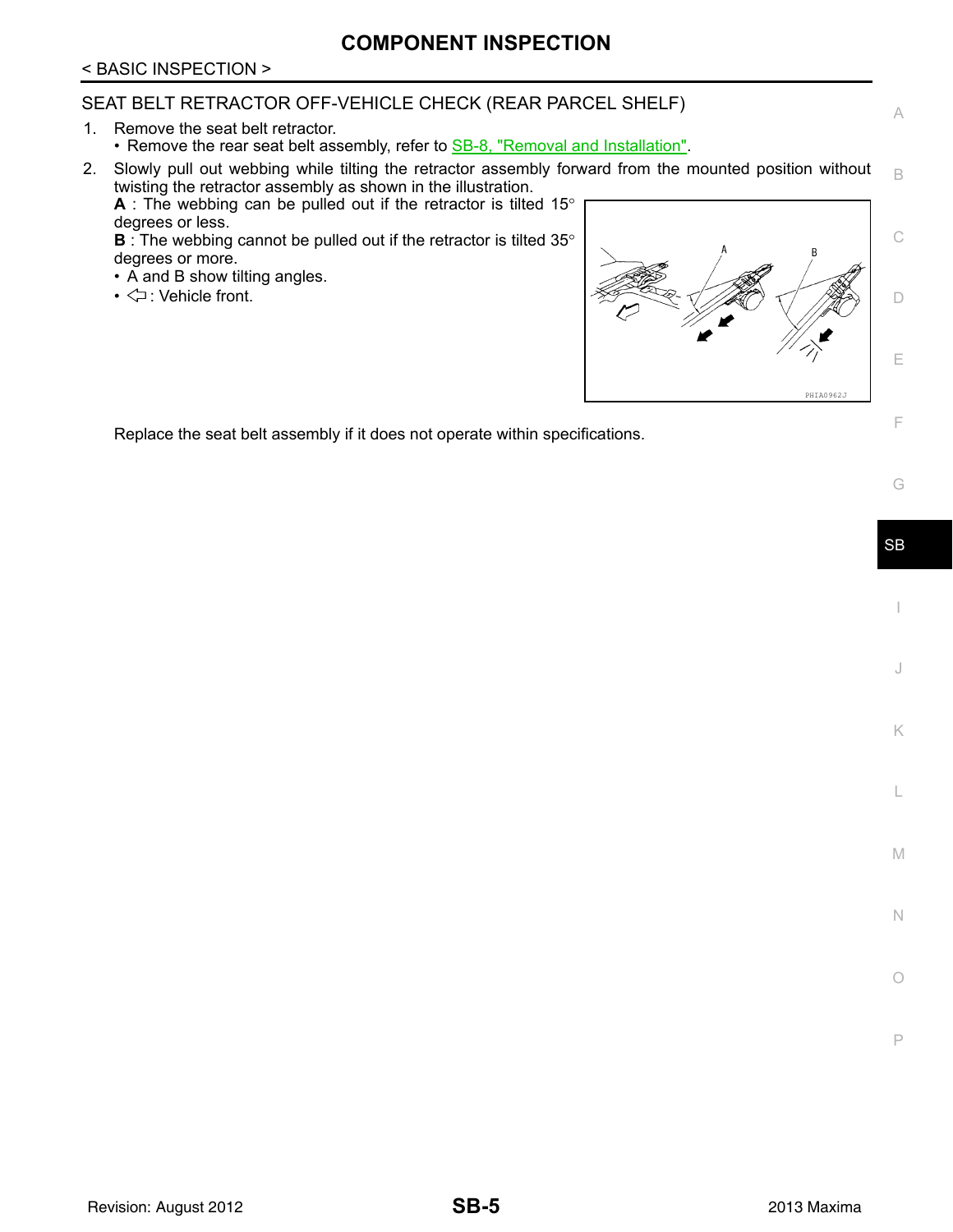# COMPONENT INSPECTION

< BASIC INSPECTION >

## SEAT BELT RETRACTOR OFF-VEHICLE CHECK (REAR PARCEL SHELF)

1. Remove the seat belt retractor.
   - Remove the rear seat belt assembly, refer to SB-8, "Removal and Installation".
2. Slowly pull out webbing while tilting the retractor assembly forward from the mounted position without twisting the retractor assembly as shown in the illustration.
   **A** : The webbing can be pulled out if the retractor is tilted 15° degrees or less.
   **B** : The webbing cannot be pulled out if the retractor is tilted 35° degrees or more.
   - A and B show tilting angles.
   - ⇦ : Vehicle front.

Replace the seat belt assembly if it does not operate within specifications.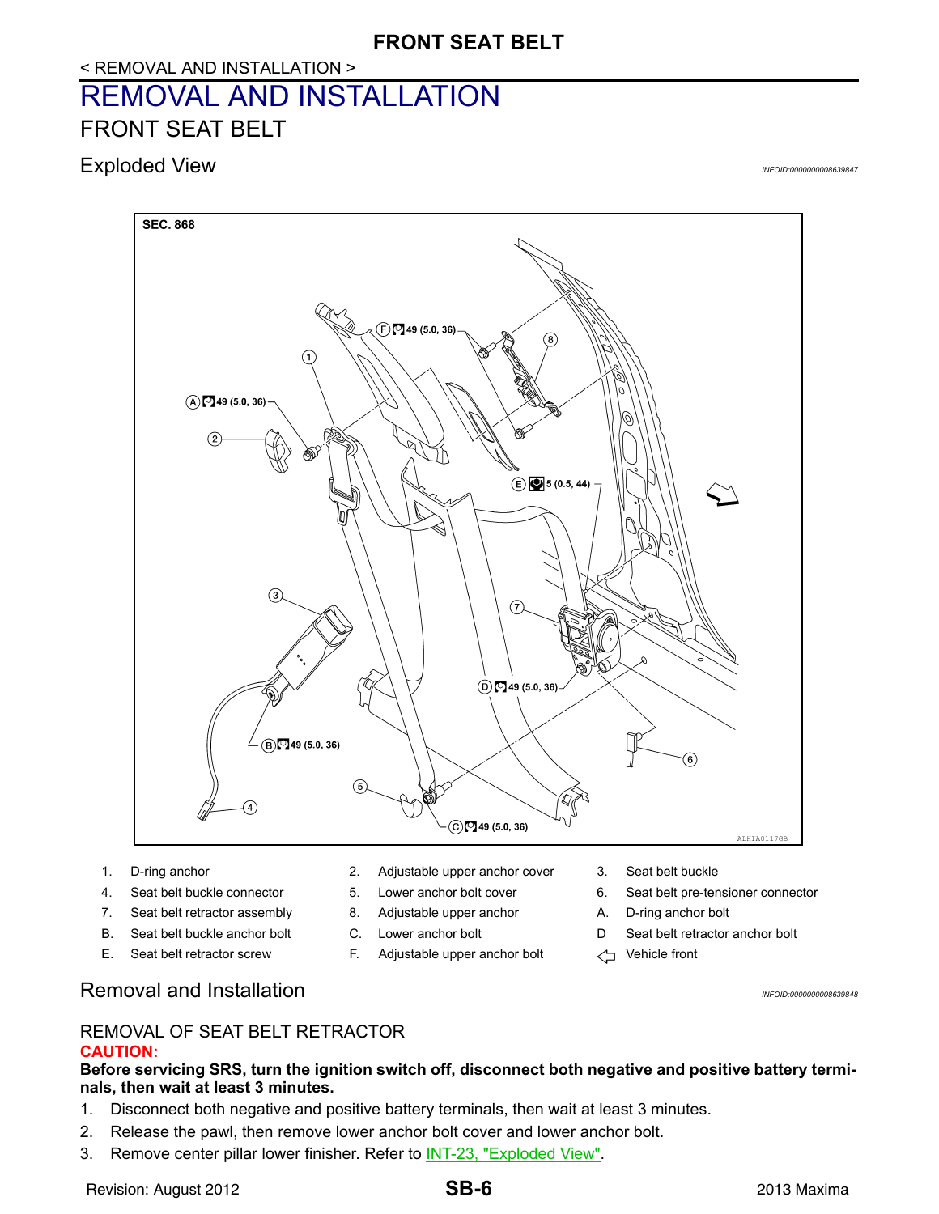# REMOVAL AND INSTALLATION

## FRONT SEAT BELT

### Exploded View

INFOID:0000000008639847

SEC. 868

| | | | | | |
|---|---|---|---|---|---|
| 1. | D-ring anchor | 2. | Adjustable upper anchor cover | 3. | Seat belt buckle |
| 4. | Seat belt buckle connector | 5. | Lower anchor bolt cover | 6. | Seat belt pre-tensioner connector |
| 7. | Seat belt retractor assembly | 8. | Adjustable upper anchor | A. | D-ring anchor bolt |
| B. | Seat belt buckle anchor bolt | C. | Lower anchor bolt | D | Seat belt retractor anchor bolt |
| E. | Seat belt retractor screw | F. | Adjustable upper anchor bolt | ⇦ | Vehicle front |

### Removal and Installation

INFOID:0000000008639848

REMOVAL OF SEAT BELT RETRACTOR

**CAUTION:**

**Before servicing SRS, turn the ignition switch off, disconnect both negative and positive battery terminals, then wait at least 3 minutes.**

1. Disconnect both negative and positive battery terminals, then wait at least 3 minutes.
2. Release the pawl, then remove lower anchor bolt cover and lower anchor bolt.
3. Remove center pillar lower finisher. Refer to INT-23, "Exploded View".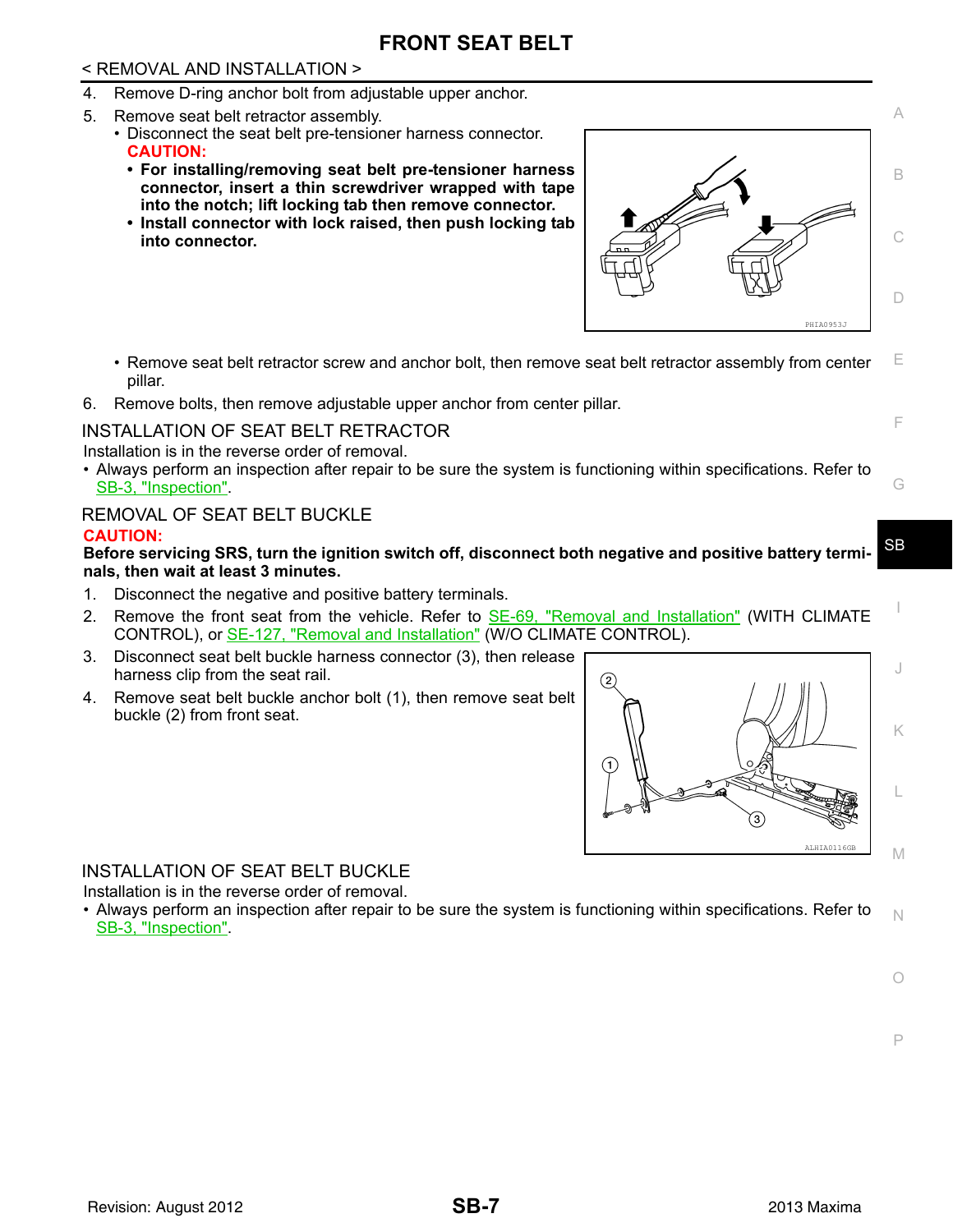# FRONT SEAT BELT

< REMOVAL AND INSTALLATION >

4. Remove D-ring anchor bolt from adjustable upper anchor.
5. Remove seat belt retractor assembly.
   - Disconnect the seat belt pre-tensioner harness connector.

   **CAUTION:**
   - **For installing/removing seat belt pre-tensioner harness connector, insert a thin screwdriver wrapped with tape into the notch; lift locking tab then remove connector.**
   - **Install connector with lock raised, then push locking tab into connector.**

   PHIA0953J

   - Remove seat belt retractor screw and anchor bolt, then remove seat belt retractor assembly from center pillar.
6. Remove bolts, then remove adjustable upper anchor from center pillar.

## INSTALLATION OF SEAT BELT RETRACTOR

Installation is in the reverse order of removal.

- Always perform an inspection after repair to be sure the system is functioning within specifications. Refer to SB-3, "Inspection".

## REMOVAL OF SEAT BELT BUCKLE

**CAUTION:**

**Before servicing SRS, turn the ignition switch off, disconnect both negative and positive battery terminals, then wait at least 3 minutes.**

1. Disconnect the negative and positive battery terminals.
2. Remove the front seat from the vehicle. Refer to SE-69, "Removal and Installation" (WITH CLIMATE CONTROL), or SE-127, "Removal and Installation" (W/O CLIMATE CONTROL).
3. Disconnect seat belt buckle harness connector (3), then release harness clip from the seat rail.
4. Remove seat belt buckle anchor bolt (1), then remove seat belt buckle (2) from front seat.

ALHIA0116GB

## INSTALLATION OF SEAT BELT BUCKLE

Installation is in the reverse order of removal.

- Always perform an inspection after repair to be sure the system is functioning within specifications. Refer to SB-3, "Inspection".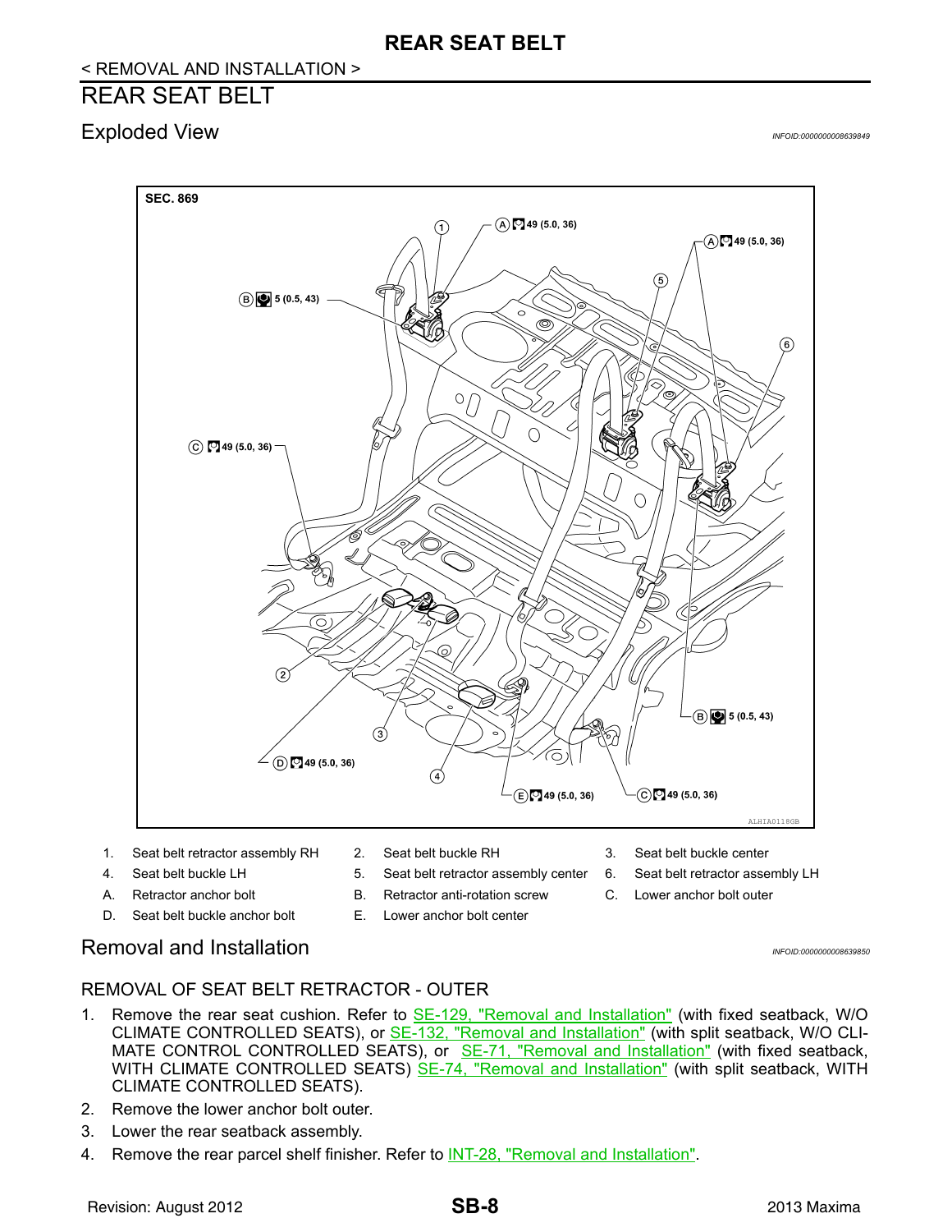< REMOVAL AND INSTALLATION >

# REAR SEAT BELT

## Exploded View

*INFOID:0000000008639849*

SEC. 869

1. Seat belt retractor assembly RH
2. Seat belt buckle RH
3. Seat belt buckle center
4. Seat belt buckle LH
5. Seat belt retractor assembly center
6. Seat belt retractor assembly LH

A. Retractor anchor bolt
B. Retractor anti-rotation screw
C. Lower anchor bolt outer
D. Seat belt buckle anchor bolt
E. Lower anchor bolt center

## Removal and Installation

*INFOID:0000000008639850*

### REMOVAL OF SEAT BELT RETRACTOR - OUTER

1. Remove the rear seat cushion. Refer to SE-129, "Removal and Installation" (with fixed seatback, W/O CLIMATE CONTROLLED SEATS), or SE-132, "Removal and Installation" (with split seatback, W/O CLIMATE CONTROL CONTROLLED SEATS), or SE-71, "Removal and Installation" (with fixed seatback, WITH CLIMATE CONTROLLED SEATS) SE-74, "Removal and Installation" (with split seatback, WITH CLIMATE CONTROLLED SEATS).
2. Remove the lower anchor bolt outer.
3. Lower the rear seatback assembly.
4. Remove the rear parcel shelf finisher. Refer to INT-28, "Removal and Installation".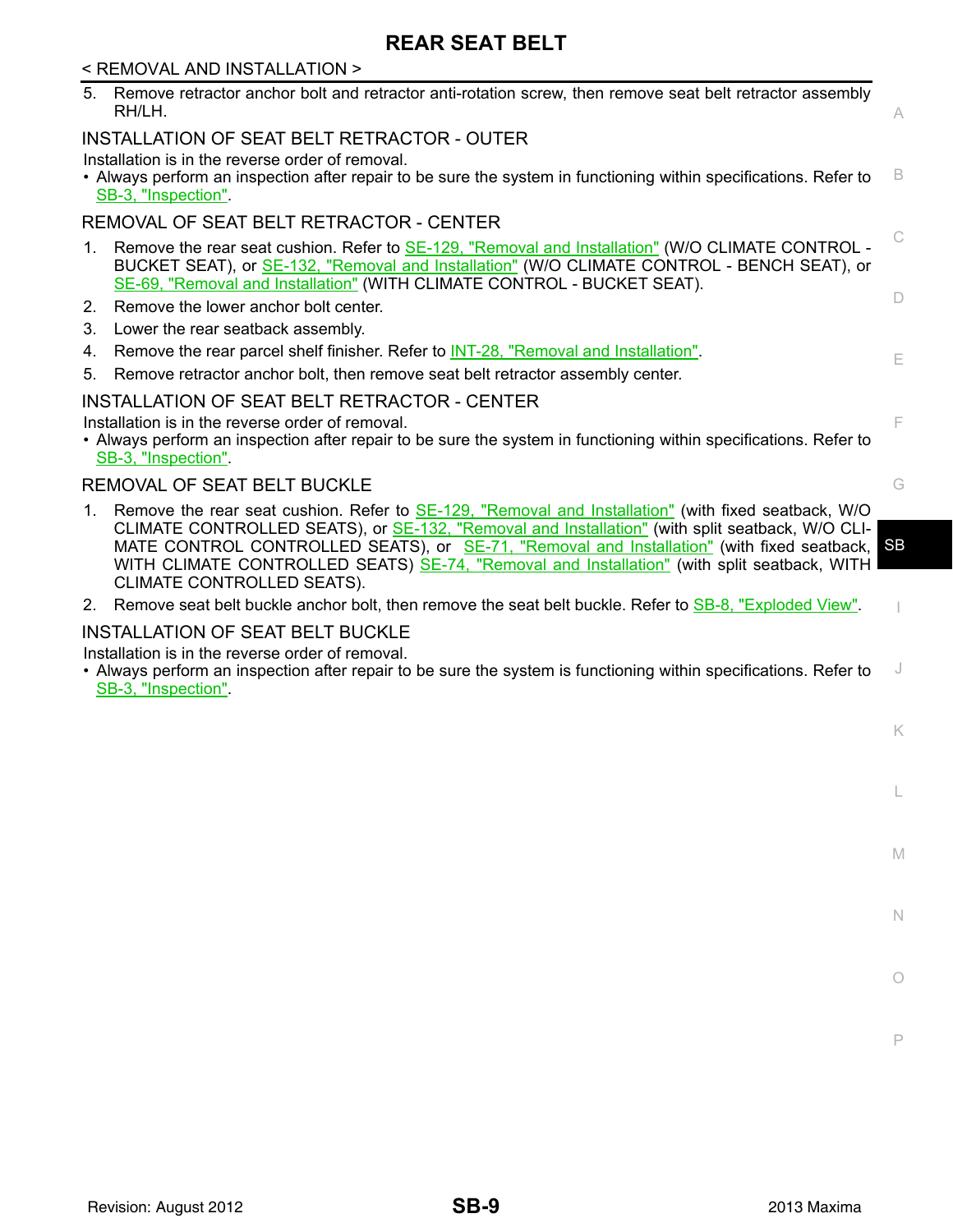5. Remove retractor anchor bolt and retractor anti-rotation screw, then remove seat belt retractor assembly RH/LH.

## INSTALLATION OF SEAT BELT RETRACTOR - OUTER

Installation is in the reverse order of removal.

- Always perform an inspection after repair to be sure the system in functioning within specifications. Refer to SB-3, "Inspection".

## REMOVAL OF SEAT BELT RETRACTOR - CENTER

1. Remove the rear seat cushion. Refer to SE-129, "Removal and Installation" (W/O CLIMATE CONTROL - BUCKET SEAT), or SE-132, "Removal and Installation" (W/O CLIMATE CONTROL - BENCH SEAT), or SE-69, "Removal and Installation" (WITH CLIMATE CONTROL - BUCKET SEAT).
2. Remove the lower anchor bolt center.
3. Lower the rear seatback assembly.
4. Remove the rear parcel shelf finisher. Refer to INT-28, "Removal and Installation".
5. Remove retractor anchor bolt, then remove seat belt retractor assembly center.

## INSTALLATION OF SEAT BELT RETRACTOR - CENTER

Installation is in the reverse order of removal.

- Always perform an inspection after repair to be sure the system in functioning within specifications. Refer to SB-3, "Inspection".

## REMOVAL OF SEAT BELT BUCKLE

1. Remove the rear seat cushion. Refer to SE-129, "Removal and Installation" (with fixed seatback, W/O CLIMATE CONTROLLED SEATS), or SE-132, "Removal and Installation" (with split seatback, W/O CLIMATE CONTROL CONTROLLED SEATS), or SE-71, "Removal and Installation" (with fixed seatback, WITH CLIMATE CONTROLLED SEATS) SE-74, "Removal and Installation" (with split seatback, WITH CLIMATE CONTROLLED SEATS).
2. Remove seat belt buckle anchor bolt, then remove the seat belt buckle. Refer to SB-8, "Exploded View".

## INSTALLATION OF SEAT BELT BUCKLE

Installation is in the reverse order of removal.

- Always perform an inspection after repair to be sure the system is functioning within specifications. Refer to SB-3, "Inspection".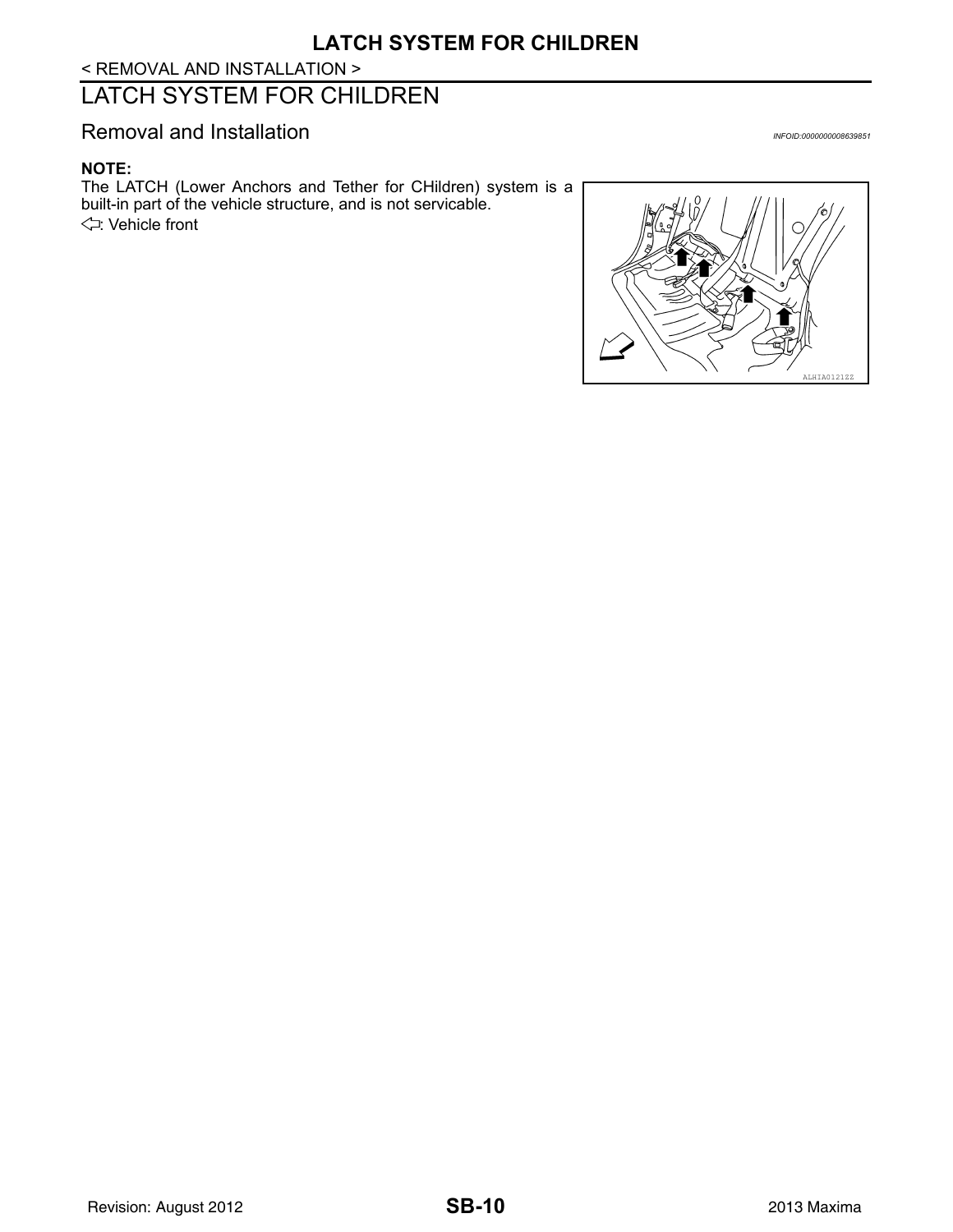< REMOVAL AND INSTALLATION >

# LATCH SYSTEM FOR CHILDREN

## Removal and Installation

INFOID:0000000008639851

**NOTE:**

The LATCH (Lower Anchors and Tether for CHildren) system is a built-in part of the vehicle structure, and is not servicable.

⇦: Vehicle front

ALHIA0121ZZ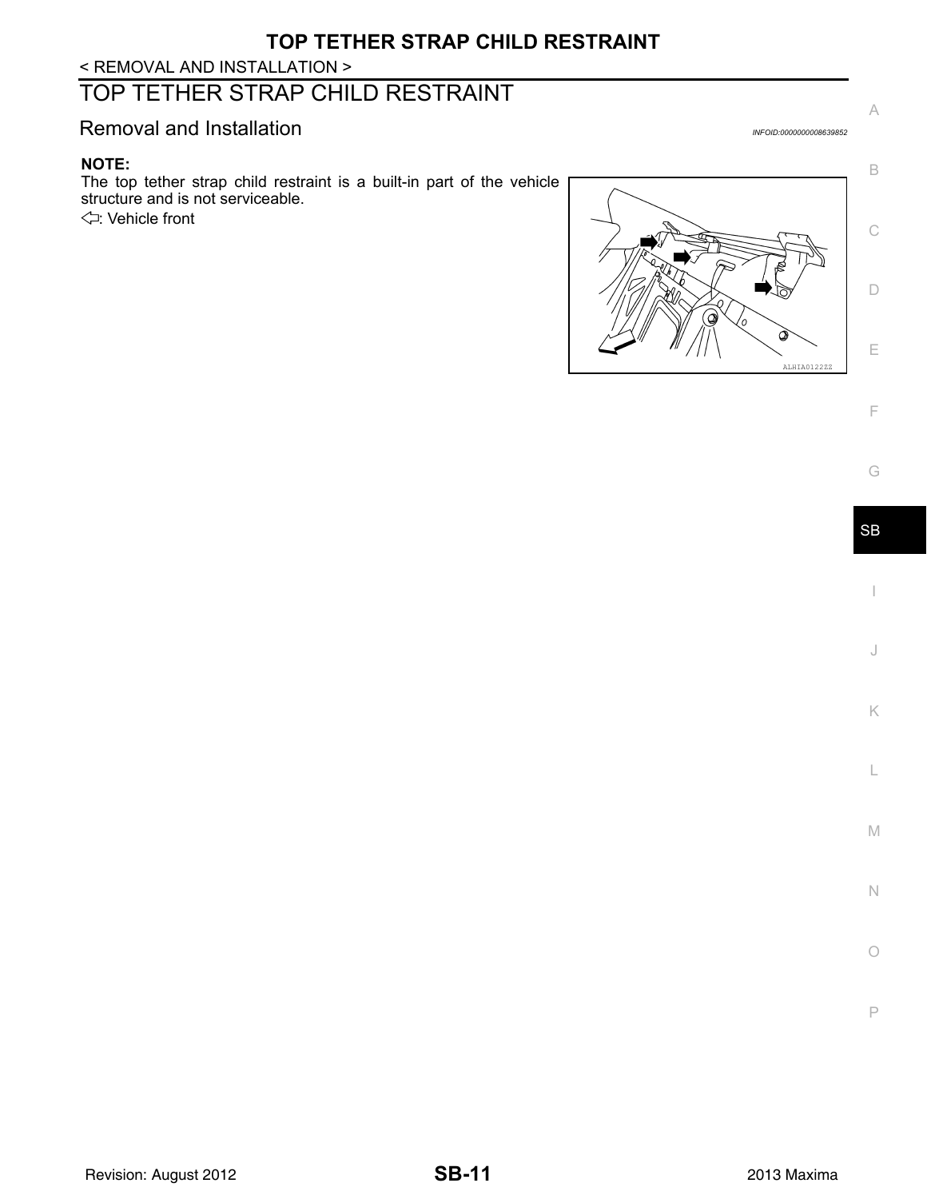# TOP TETHER STRAP CHILD RESTRAINT

## Removal and Installation

INFOID:0000000008639852

**NOTE:**
The top tether strap child restraint is a built-in part of the vehicle structure and is not serviceable.

⇦: Vehicle front

ALHIA0122ZZ